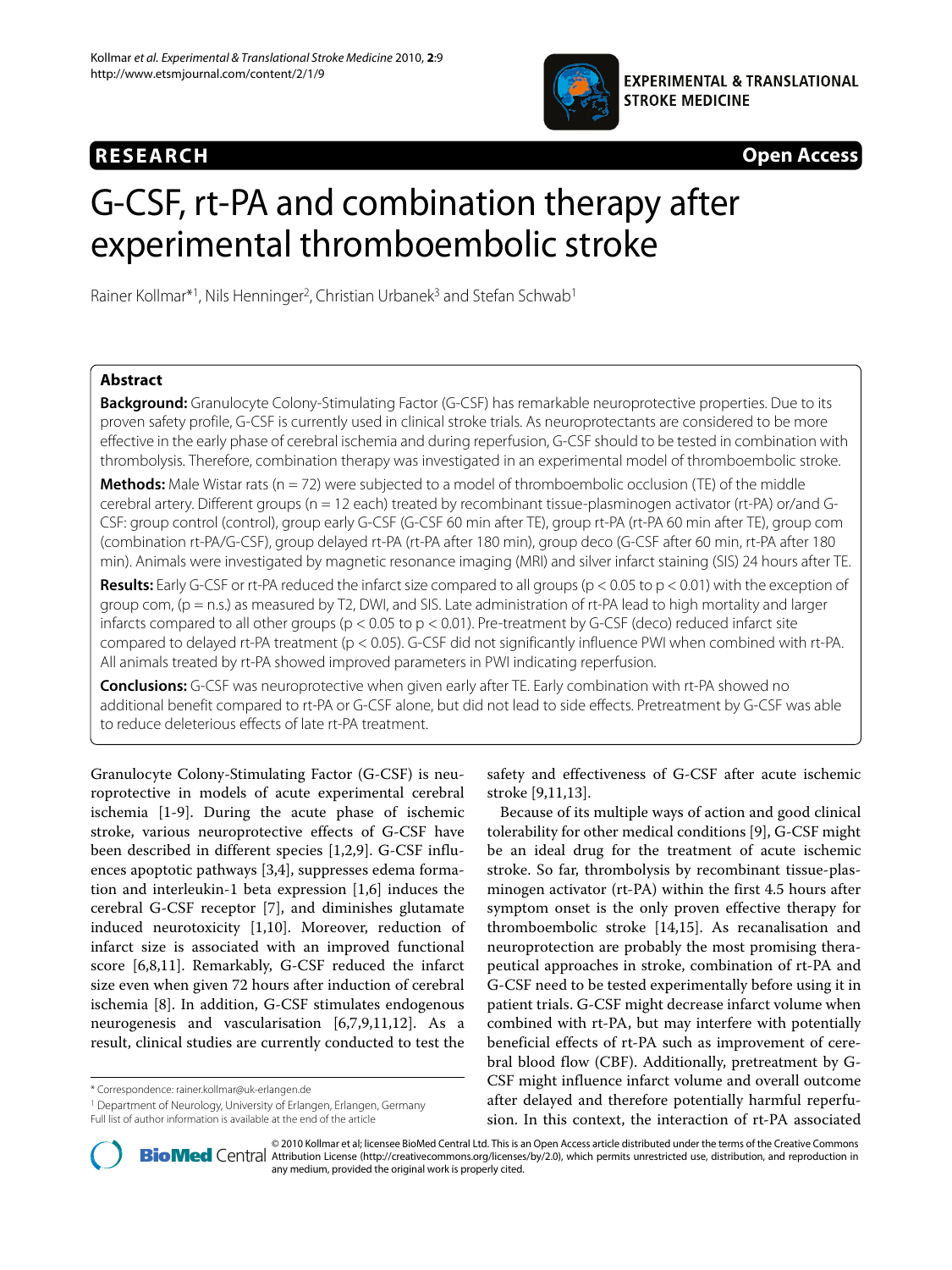**RESEARCH** **Open Access**

# G-CSF, rt-PA and combination therapy after experimental thromboembolic stroke

Rainer Kollmar*[1], Nils Henninger[2], Christian Urbanek[3] and Stefan Schwab[1]

## Abstract

**Background:** Granulocyte Colony-Stimulating Factor (G-CSF) has remarkable neuroprotective properties. Due to its proven safety profile, G-CSF is currently used in clinical stroke trials. As neuroprotectants are considered to be more effective in the early phase of cerebral ischemia and during reperfusion, G-CSF should to be tested in combination with thrombolysis. Therefore, combination therapy was investigated in an experimental model of thromboembolic stroke.

**Methods:** Male Wistar rats (n = 72) were subjected to a model of thromboembolic occlusion (TE) of the middle cerebral artery. Different groups (n = 12 each) treated by recombinant tissue-plasminogen activator (rt-PA) or/and G-CSF: group control (control), group early G-CSF (G-CSF 60 min after TE), group rt-PA (rt-PA 60 min after TE), group com (combination rt-PA/G-CSF), group delayed rt-PA (rt-PA after 180 min), group deco (G-CSF after 60 min, rt-PA after 180 min). Animals were investigated by magnetic resonance imaging (MRI) and silver infarct staining (SIS) 24 hours after TE.

**Results:** Early G-CSF or rt-PA reduced the infarct size compared to all groups ($p < 0.05$ to $p < 0.01$) with the exception of group com, (p = n.s.) as measured by T2, DWI, and SIS. Late administration of rt-PA lead to high mortality and larger infarcts compared to all other groups ($p < 0.05$ to $p < 0.01$). Pre-treatment by G-CSF (deco) reduced infarct site compared to delayed rt-PA treatment ($p < 0.05$). G-CSF did not significantly influence PWI when combined with rt-PA. All animals treated by rt-PA showed improved parameters in PWI indicating reperfusion.

**Conclusions:** G-CSF was neuroprotective when given early after TE. Early combination with rt-PA showed no additional benefit compared to rt-PA or G-CSF alone, but did not lead to side effects. Pretreatment by G-CSF was able to reduce deleterious effects of late rt-PA treatment.

Granulocyte Colony-Stimulating Factor (G-CSF) is neuroprotective in models of acute experimental cerebral ischemia [1-9]. During the acute phase of ischemic stroke, various neuroprotective effects of G-CSF have been described in different species [1,2,9]. G-CSF influences apoptotic pathways [3,4], suppresses edema formation and interleukin-1 beta expression [1,6] induces the cerebral G-CSF receptor [7], and diminishes glutamate induced neurotoxicity [1,10]. Moreover, reduction of infarct size is associated with an improved functional score [6,8,11]. Remarkably, G-CSF reduced the infarct size even when given 72 hours after induction of cerebral ischemia [8]. In addition, G-CSF stimulates endogenous neurogenesis and vascularisation [6,7,9,11,12]. As a result, clinical studies are currently conducted to test the safety and effectiveness of G-CSF after acute ischemic stroke [9,11,13].

Because of its multiple ways of action and good clinical tolerability for other medical conditions [9], G-CSF might be an ideal drug for the treatment of acute ischemic stroke. So far, thrombolysis by recombinant tissue-plasminogen activator (rt-PA) within the first 4.5 hours after symptom onset is the only proven effective therapy for thromboembolic stroke [14,15]. As recanalisation and neuroprotection are probably the most promising therapeutical approaches in stroke, combination of rt-PA and G-CSF need to be tested experimentally before using it in patient trials. G-CSF might decrease infarct volume when combined with rt-PA, but may interfere with potentially beneficial effects of rt-PA such as improvement of cerebral blood flow (CBF). Additionally, pretreatment by G-CSF might influence infarct volume and overall outcome after delayed and therefore potentially harmful reperfusion. In this context, the interaction of rt-PA associated

\* Correspondence: rainer.kollmar@uk-erlangen.de

[1] Department of Neurology, University of Erlangen, Erlangen, Germany

Full list of author information is available at the end of the article

© 2010 Kollmar et al; licensee BioMed Central Ltd. This is an Open Access article distributed under the terms of the Creative Commons Attribution License (http://creativecommons.org/licenses/by/2.0), which permits unrestricted use, distribution, and reproduction in any medium, provided the original work is properly cited.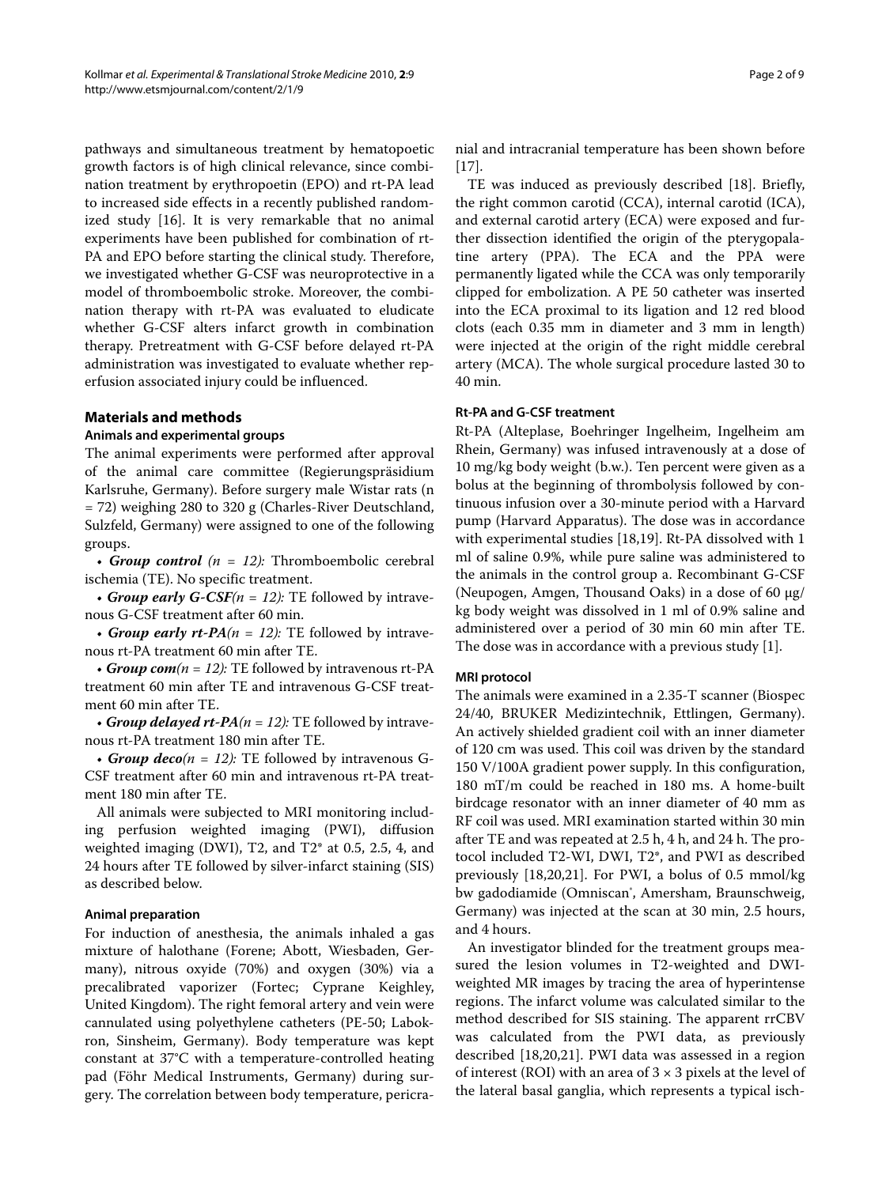pathways and simultaneous treatment by hematopoetic growth factors is of high clinical relevance, since combination treatment by erythropoetin (EPO) and rt-PA lead to increased side effects in a recently published randomized study [16]. It is very remarkable that no animal experiments have been published for combination of rt-PA and EPO before starting the clinical study. Therefore, we investigated whether G-CSF was neuroprotective in a model of thromboembolic stroke. Moreover, the combination therapy with rt-PA was evaluated to eludicate whether G-CSF alters infarct growth in combination therapy. Pretreatment with G-CSF before delayed rt-PA administration was investigated to evaluate whether reperfusion associated injury could be influenced.

## Materials and methods

### Animals and experimental groups

The animal experiments were performed after approval of the animal care committee (Regierungspräsidium Karlsruhe, Germany). Before surgery male Wistar rats (n = 72) weighing 280 to 320 g (Charles-River Deutschland, Sulzfeld, Germany) were assigned to one of the following groups.

- ***Group control*** *(n = 12):* Thromboembolic cerebral ischemia (TE). No specific treatment.
- ***Group early G-CSF****(n = 12):* TE followed by intravenous G-CSF treatment after 60 min.
- ***Group early rt-PA****(n = 12):* TE followed by intravenous rt-PA treatment 60 min after TE.
- ***Group com****(n = 12):* TE followed by intravenous rt-PA treatment 60 min after TE and intravenous G-CSF treatment 60 min after TE.
- ***Group delayed rt-PA****(n = 12):* TE followed by intravenous rt-PA treatment 180 min after TE.
- ***Group deco****(n = 12):* TE followed by intravenous G-CSF treatment after 60 min and intravenous rt-PA treatment 180 min after TE.

All animals were subjected to MRI monitoring including perfusion weighted imaging (PWI), diffusion weighted imaging (DWI), T2, and T2* at 0.5, 2.5, 4, and 24 hours after TE followed by silver-infarct staining (SIS) as described below.

### Animal preparation

For induction of anesthesia, the animals inhaled a gas mixture of halothane (Forene; Abott, Wiesbaden, Germany), nitrous oxyide (70%) and oxygen (30%) via a precalibrated vaporizer (Fortec; Cyprane Keighley, United Kingdom). The right femoral artery and vein were cannulated using polyethylene catheters (PE-50; Labokron, Sinsheim, Germany). Body temperature was kept constant at 37°C with a temperature-controlled heating pad (Föhr Medical Instruments, Germany) during surgery. The correlation between body temperature, pericranial and intracranial temperature has been shown before [17].

TE was induced as previously described [18]. Briefly, the right common carotid (CCA), internal carotid (ICA), and external carotid artery (ECA) were exposed and further dissection identified the origin of the pterygopalatine artery (PPA). The ECA and the PPA were permanently ligated while the CCA was only temporarily clipped for embolization. A PE 50 catheter was inserted into the ECA proximal to its ligation and 12 red blood clots (each 0.35 mm in diameter and 3 mm in length) were injected at the origin of the right middle cerebral artery (MCA). The whole surgical procedure lasted 30 to 40 min.

### Rt-PA and G-CSF treatment

Rt-PA (Alteplase, Boehringer Ingelheim, Ingelheim am Rhein, Germany) was infused intravenously at a dose of 10 mg/kg body weight (b.w.). Ten percent were given as a bolus at the beginning of thrombolysis followed by continuous infusion over a 30-minute period with a Harvard pump (Harvard Apparatus). The dose was in accordance with experimental studies [18,19]. Rt-PA dissolved with 1 ml of saline 0.9%, while pure saline was administered to the animals in the control group a. Recombinant G-CSF (Neupogen, Amgen, Thousand Oaks) in a dose of 60 μg/kg body weight was dissolved in 1 ml of 0.9% saline and administered over a period of 30 min 60 min after TE. The dose was in accordance with a previous study [1].

### MRI protocol

The animals were examined in a 2.35-T scanner (Biospec 24/40, BRUKER Medizintechnik, Ettlingen, Germany). An actively shielded gradient coil with an inner diameter of 120 cm was used. This coil was driven by the standard 150 V/100A gradient power supply. In this configuration, 180 mT/m could be reached in 180 ms. A home-built birdcage resonator with an inner diameter of 40 mm as RF coil was used. MRI examination started within 30 min after TE and was repeated at 2.5 h, 4 h, and 24 h. The protocol included T2-WI, DWI, T2*, and PWI as described previously [18,20,21]. For PWI, a bolus of 0.5 mmol/kg bw gadodiamide (Omniscan®, Amersham, Braunschweig, Germany) was injected at the scan at 30 min, 2.5 hours, and 4 hours.

An investigator blinded for the treatment groups measured the lesion volumes in T2-weighted and DWI-weighted MR images by tracing the area of hyperintense regions. The infarct volume was calculated similar to the method described for SIS staining. The apparent rrCBV was calculated from the PWI data, as previously described [18,20,21]. PWI data was assessed in a region of interest (ROI) with an area of 3 × 3 pixels at the level of the lateral basal ganglia, which represents a typical isch-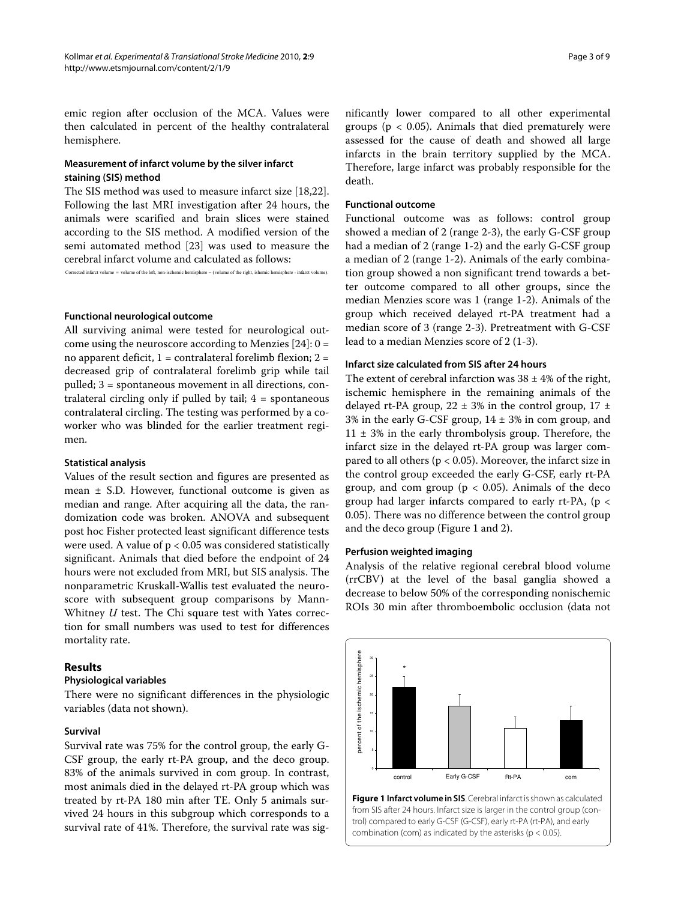emic region after occlusion of the MCA. Values were then calculated in percent of the healthy contralateral hemisphere.

### Measurement of infarct volume by the silver infarct staining (SIS) method

The SIS method was used to measure infarct size [18,22]. Following the last MRI investigation after 24 hours, the animals were scarified and brain slices were stained according to the SIS method. A modified version of the semi automated method [23] was used to measure the cerebral infarct volume and calculated as follows:

Corrected infarct volume = volume of the left, non-ischemic hemisphere − (volume of the right, ischemic hemisphere - infarct volume).

### Functional neurological outcome

All surviving animal were tested for neurological outcome using the neuroscore according to Menzies [24]: 0 = no apparent deficit, 1 = contralateral forelimb flexion; 2 = decreased grip of contralateral forelimb grip while tail pulled; 3 = spontaneous movement in all directions, contralateral circling only if pulled by tail; 4 = spontaneous contralateral circling. The testing was performed by a coworker who was blinded for the earlier treatment regimen.

### Statistical analysis

Values of the result section and figures are presented as mean ± S.D. However, functional outcome is given as median and range. After acquiring all the data, the randomization code was broken. ANOVA and subsequent post hoc Fisher protected least significant difference tests were used. A value of $p < 0.05$ was considered statistically significant. Animals that died before the endpoint of 24 hours were not excluded from MRI, but SIS analysis. The nonparametric Kruskall-Wallis test evaluated the neuroscore with subsequent group comparisons by Mann-Whitney *U* test. The Chi square test with Yates correction for small numbers was used to test for differences mortality rate.

## Results

### Physiological variables

There were no significant differences in the physiologic variables (data not shown).

### Survival

Survival rate was 75% for the control group, the early G-CSF group, the early rt-PA group, and the deco group. 83% of the animals survived in com group. In contrast, most animals died in the delayed rt-PA group which was treated by rt-PA 180 min after TE. Only 5 animals survived 24 hours in this subgroup which corresponds to a survival rate of 41%. Therefore, the survival rate was significantly lower compared to all other experimental groups ($p < 0.05$). Animals that died prematurely were assessed for the cause of death and showed all large infarcts in the brain territory supplied by the MCA. Therefore, large infarct was probably responsible for the death.

### Functional outcome

Functional outcome was as follows: control group showed a median of 2 (range 2-3), the early G-CSF group had a median of 2 (range 1-2) and the early G-CSF group a median of 2 (range 1-2). Animals of the early combination group showed a non significant trend towards a better outcome compared to all other groups, since the median Menzies score was 1 (range 1-2). Animals of the group which received delayed rt-PA treatment had a median score of 3 (range 2-3). Pretreatment with G-CSF lead to a median Menzies score of 2 (1-3).

### Infarct size calculated from SIS after 24 hours

The extent of cerebral infarction was 38 ± 4% of the right, ischemic hemisphere in the remaining animals of the delayed rt-PA group, 22 ± 3% in the control group, 17 ± 3% in the early G-CSF group, 14 ± 3% in com group, and 11 ± 3% in the early thrombolysis group. Therefore, the infarct size in the delayed rt-PA group was larger compared to all others ($p < 0.05$). Moreover, the infarct size in the control group exceeded the early G-CSF, early rt-PA group, and com group ($p < 0.05$). Animals of the deco group had larger infarcts compared to early rt-PA, ($p < 0.05$). There was no difference between the control group and the deco group (Figure 1 and 2).

### Perfusion weighted imaging

Analysis of the relative regional cerebral blood volume (rrCBV) at the level of the basal ganglia showed a decrease to below 50% of the corresponding nonischemic ROIs 30 min after thromboembolic occlusion (data not

**Figure 1 Infarct volume in SIS**. Cerebral infarct is shown as calculated from SIS after 24 hours. Infarct size is larger in the control group (control) compared to early G-CSF (G-CSF), early rt-PA (rt-PA), and early combination (com) as indicated by the asterisks ($p < 0.05$).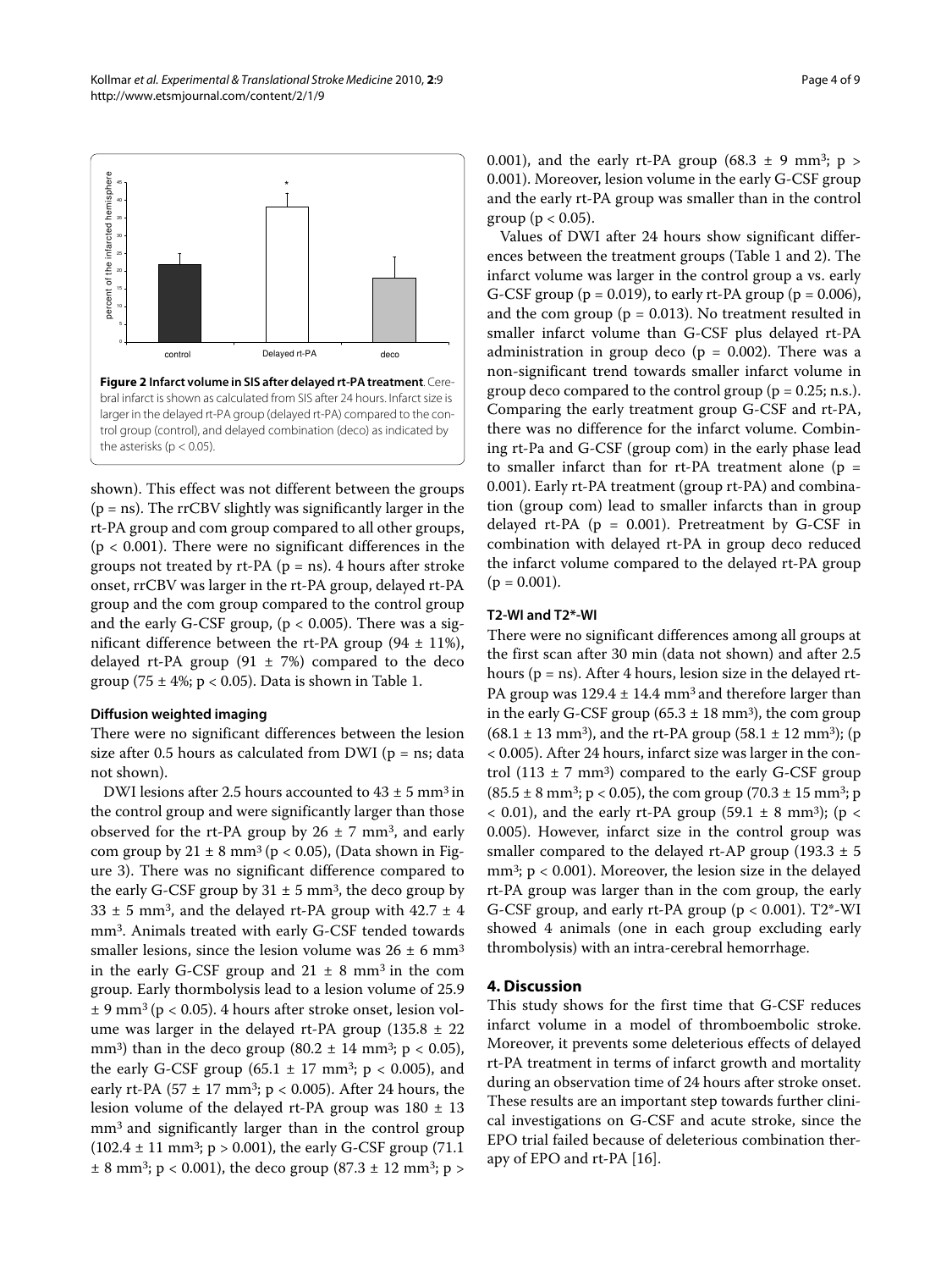**Figure 2 Infarct volume in SIS after delayed rt-PA treatment**. Cerebral infarct is shown as calculated from SIS after 24 hours. Infarct size is larger in the delayed rt-PA group (delayed rt-PA) compared to the control group (control), and delayed combination (deco) as indicated by the asterisks ($p < 0.05$).

shown). This effect was not different between the groups (p = ns). The rrCBV slightly was significantly larger in the rt-PA group and com group compared to all other groups, ($p < 0.001$). There were no significant differences in the groups not treated by rt-PA (p = ns). 4 hours after stroke onset, rrCBV was larger in the rt-PA group, delayed rt-PA group and the com group compared to the control group and the early G-CSF group, ($p < 0.005$). There was a significant difference between the rt-PA group (94 ± 11%), delayed rt-PA group (91 ± 7%) compared to the deco group (75 ± 4%; $p < 0.05$). Data is shown in Table 1.

#### Diffusion weighted imaging

There were no significant differences between the lesion size after 0.5 hours as calculated from DWI (p = ns; data not shown).

DWI lesions after 2.5 hours accounted to 43 ± 5 $mm^3$ in the control group and were significantly larger than those observed for the rt-PA group by 26 ± 7 $mm^3$, and early com group by 21 ± 8 $mm^3$ ($p < 0.05$), (Data shown in Figure 3). There was no significant difference compared to the early G-CSF group by 31 ± 5 $mm^3$, the deco group by 33 ± 5 $mm^3$, and the delayed rt-PA group with 42.7 ± 4 $mm^3$. Animals treated with early G-CSF tended towards smaller lesions, since the lesion volume was 26 ± 6 $mm^3$ in the early G-CSF group and 21 ± 8 $mm^3$ in the com group. Early thormbolysis lead to a lesion volume of 25.9 ± 9 $mm^3$ ($p < 0.05$). 4 hours after stroke onset, lesion volume was larger in the delayed rt-PA group (135.8 ± 22 $mm^3$) than in the deco group (80.2 ± 14 $mm^3$; $p < 0.05$), the early G-CSF group (65.1 ± 17 $mm^3$; $p < 0.005$), and early rt-PA (57 ± 17 $mm^3$; $p < 0.005$). After 24 hours, the lesion volume of the delayed rt-PA group was 180 ± 13 $mm^3$ and significantly larger than in the control group (102.4 ± 11 $mm^3$; $p > 0.001$), the early G-CSF group (71.1 ± 8 $mm^3$; $p < 0.001$), the deco group (87.3 ± 12 $mm^3$; $p > 0.001$), and the early rt-PA group (68.3 ± 9 $mm^3$; $p > 0.001$). Moreover, lesion volume in the early G-CSF group and the early rt-PA group was smaller than in the control group ($p < 0.05$).

Values of DWI after 24 hours show significant differences between the treatment groups (Table 1 and 2). The infarct volume was larger in the control group a vs. early G-CSF group (p = 0.019), to early rt-PA group (p = 0.006), and the com group (p = 0.013). No treatment resulted in smaller infarct volume than G-CSF plus delayed rt-PA administration in group deco (p = 0.002). There was a non-significant trend towards smaller infarct volume in group deco compared to the control group (p = 0.25; n.s.). Comparing the early treatment group G-CSF and rt-PA, there was no difference for the infarct volume. Combining rt-Pa and G-CSF (group com) in the early phase lead to smaller infarct than for rt-PA treatment alone (p = 0.001). Early rt-PA treatment (group rt-PA) and combination (group com) lead to smaller infarcts than in group delayed rt-PA (p = 0.001). Pretreatment by G-CSF in combination with delayed rt-PA in group deco reduced the infarct volume compared to the delayed rt-PA group (p = 0.001).

#### T2-WI and T2*-WI

There were no significant differences among all groups at the first scan after 30 min (data not shown) and after 2.5 hours (p = ns). After 4 hours, lesion size in the delayed rt-PA group was 129.4 ± 14.4 $mm^3$ and therefore larger than in the early G-CSF group (65.3 ± 18 $mm^3$), the com group (68.1 ± 13 $mm^3$), and the rt-PA group (58.1 ± 12 $mm^3$); ($p < 0.005$). After 24 hours, infarct size was larger in the control (113 ± 7 $mm^3$) compared to the early G-CSF group (85.5 ± 8 $mm^3$; $p < 0.05$), the com group (70.3 ± 15 $mm^3$; $p < 0.01$), and the early rt-PA group (59.1 ± 8 $mm^3$); ($p < 0.005$). However, infarct size in the control group was smaller compared to the delayed rt-AP group (193.3 ± 5 $mm^3$; $p < 0.001$). Moreover, the lesion size in the delayed rt-PA group was larger than in the com group, the early G-CSF group, and early rt-PA group ($p < 0.001$). T2*-WI showed 4 animals (one in each group excluding early thrombolysis) with an intra-cerebral hemorrhage.

## 4. Discussion

This study shows for the first time that G-CSF reduces infarct volume in a model of thromboembolic stroke. Moreover, it prevents some deleterious effects of delayed rt-PA treatment in terms of infarct growth and mortality during an observation time of 24 hours after stroke onset. These results are an important step towards further clinical investigations on G-CSF and acute stroke, since the EPO trial failed because of deleterious combination therapy of EPO and rt-PA [16].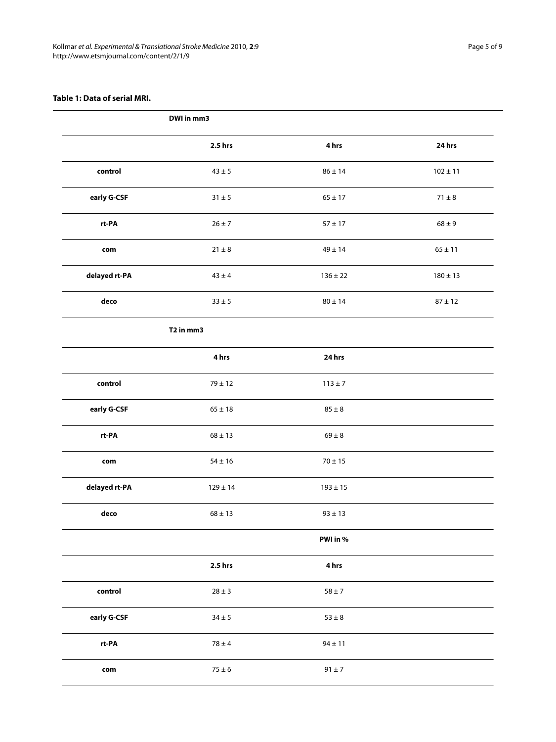**Table 1: Data of serial MRI.**

| | DWI in mm3 | | |
|---|---|---|---|
| | **2.5 hrs** | **4 hrs** | **24 hrs** |
| **control** | 43 ± 5 | 86 ± 14 | 102 ± 11 |
| **early G-CSF** | 31 ± 5 | 65 ± 17 | 71 ± 8 |
| **rt-PA** | 26 ± 7 | 57 ± 17 | 68 ± 9 |
| **com** | 21 ± 8 | 49 ± 14 | 65 ± 11 |
| **delayed rt-PA** | 43 ± 4 | 136 ± 22 | 180 ± 13 |
| **deco** | 33 ± 5 | 80 ± 14 | 87 ± 12 |
| | **T2 in mm3** | | |
| | **4 hrs** | **24 hrs** | |
| **control** | 79 ± 12 | 113 ± 7 | |
| **early G-CSF** | 65 ± 18 | 85 ± 8 | |
| **rt-PA** | 68 ± 13 | 69 ± 8 | |
| **com** | 54 ± 16 | 70 ± 15 | |
| **delayed rt-PA** | 129 ± 14 | 193 ± 15 | |
| **deco** | 68 ± 13 | 93 ± 13 | |
| | | **PWI in %** | |
| | **2.5 hrs** | **4 hrs** | |
| **control** | 28 ± 3 | 58 ± 7 | |
| **early G-CSF** | 34 ± 5 | 53 ± 8 | |
| **rt-PA** | 78 ± 4 | 94 ± 11 | |
| **com** | 75 ± 6 | 91 ± 7 | |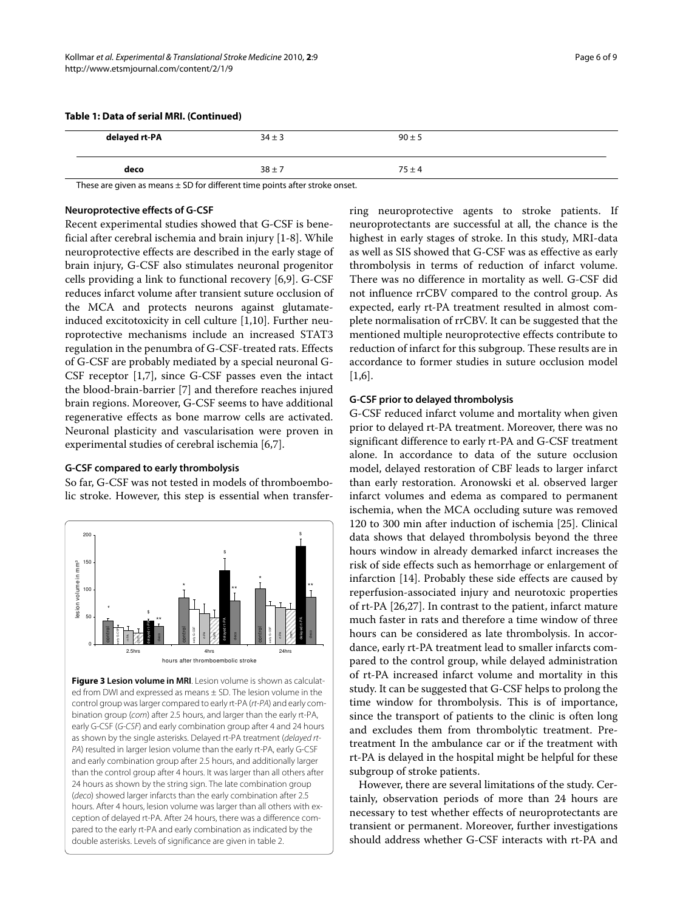**Table 1: Data of serial MRI. (Continued)**

| | | |
|---|---|---|
| **delayed rt-PA** | 34 ± 3 | 90 ± 5 |
| **deco** | 38 ± 7 | 75 ± 4 |

These are given as means ± SD for different time points after stroke onset.

#### Neuroprotective effects of G-CSF

Recent experimental studies showed that G-CSF is beneficial after cerebral ischemia and brain injury [1-8]. While neuroprotective effects are described in the early stage of brain injury, G-CSF also stimulates neuronal progenitor cells providing a link to functional recovery [6,9]. G-CSF reduces infarct volume after transient suture occlusion of the MCA and protects neurons against glutamate-induced excitotoxicity in cell culture [1,10]. Further neuroprotective mechanisms include an increased STAT3 regulation in the penumbra of G-CSF-treated rats. Effects of G-CSF are probably mediated by a special neuronal G-CSF receptor [1,7], since G-CSF passes even the intact the blood-brain-barrier [7] and therefore reaches injured brain regions. Moreover, G-CSF seems to have additional regenerative effects as bone marrow cells are activated. Neuronal plasticity and vascularisation were proven in experimental studies of cerebral ischemia [6,7].

#### G-CSF compared to early thrombolysis

So far, G-CSF was not tested in models of thromboembolic stroke. However, this step is essential when transferring neuroprotective agents to stroke patients. If neuroprotectants are successful at all, the chance is the highest in early stages of stroke. In this study, MRI-data as well as SIS showed that G-CSF was as effective as early thrombolysis in terms of reduction of infarct volume. There was no difference in mortality as well. G-CSF did not influence rrCBV compared to the control group. As expected, early rt-PA treatment resulted in almost complete normalisation of rrCBV. It can be suggested that the mentioned multiple neuroprotective effects contribute to reduction of infarct for this subgroup. These results are in accordance to former studies in suture occlusion model [1,6].

**Figure 3 Lesion volume in MRI**. Lesion volume is shown as calculated from DWI and expressed as means ± SD. The lesion volume in the control group was larger compared to early rt-PA (*rt-PA*) and early combination group (*com*) after 2.5 hours, and larger than the early rt-PA, early G-CSF (*G-CSF*) and early combination group after 4 and 24 hours as shown by the single asterisks. Delayed rt-PA treatment (*delayed rt-PA*) resulted in larger lesion volume than the early rt-PA, early G-CSF and early combination group after 2.5 hours, and additionally larger than the control group after 4 hours. It was larger than all others after 24 hours as shown by the string sign. The late combination group (*deco*) showed larger infarcts than the early combination after 2.5 hours. After 4 hours, lesion volume was larger than all others with exception of delayed rt-PA. After 24 hours, there was a difference compared to the early rt-PA and early combination as indicated by the double asterisks. Levels of significance are given in table 2.

#### G-CSF prior to delayed thrombolysis

G-CSF reduced infarct volume and mortality when given prior to delayed rt-PA treatment. Moreover, there was no significant difference to early rt-PA and G-CSF treatment alone. In accordance to data of the suture occlusion model, delayed restoration of CBF leads to larger infarct than early restoration. Aronowski et al. observed larger infarct volumes and edema as compared to permanent ischemia, when the MCA occluding suture was removed 120 to 300 min after induction of ischemia [25]. Clinical data shows that delayed thrombolysis beyond the three hours window in already demarked infarct increases the risk of side effects such as hemorrhage or enlargement of infarction [14]. Probably these side effects are caused by reperfusion-associated injury and neurotoxic properties of rt-PA [26,27]. In contrast to the patient, infarct mature much faster in rats and therefore a time window of three hours can be considered as late thrombolysis. In accordance, early rt-PA treatment lead to smaller infarcts compared to the control group, while delayed administration of rt-PA increased infarct volume and mortality in this study. It can be suggested that G-CSF helps to prolong the time window for thrombolysis. This is of importance, since the transport of patients to the clinic is often long and excludes them from thrombolytic treatment. Pretreatment In the ambulance car or if the treatment with rt-PA is delayed in the hospital might be helpful for these subgroup of stroke patients.

However, there are several limitations of the study. Certainly, observation periods of more than 24 hours are necessary to test whether effects of neuroprotectants are transient or permanent. Moreover, further investigations should address whether G-CSF interacts with rt-PA and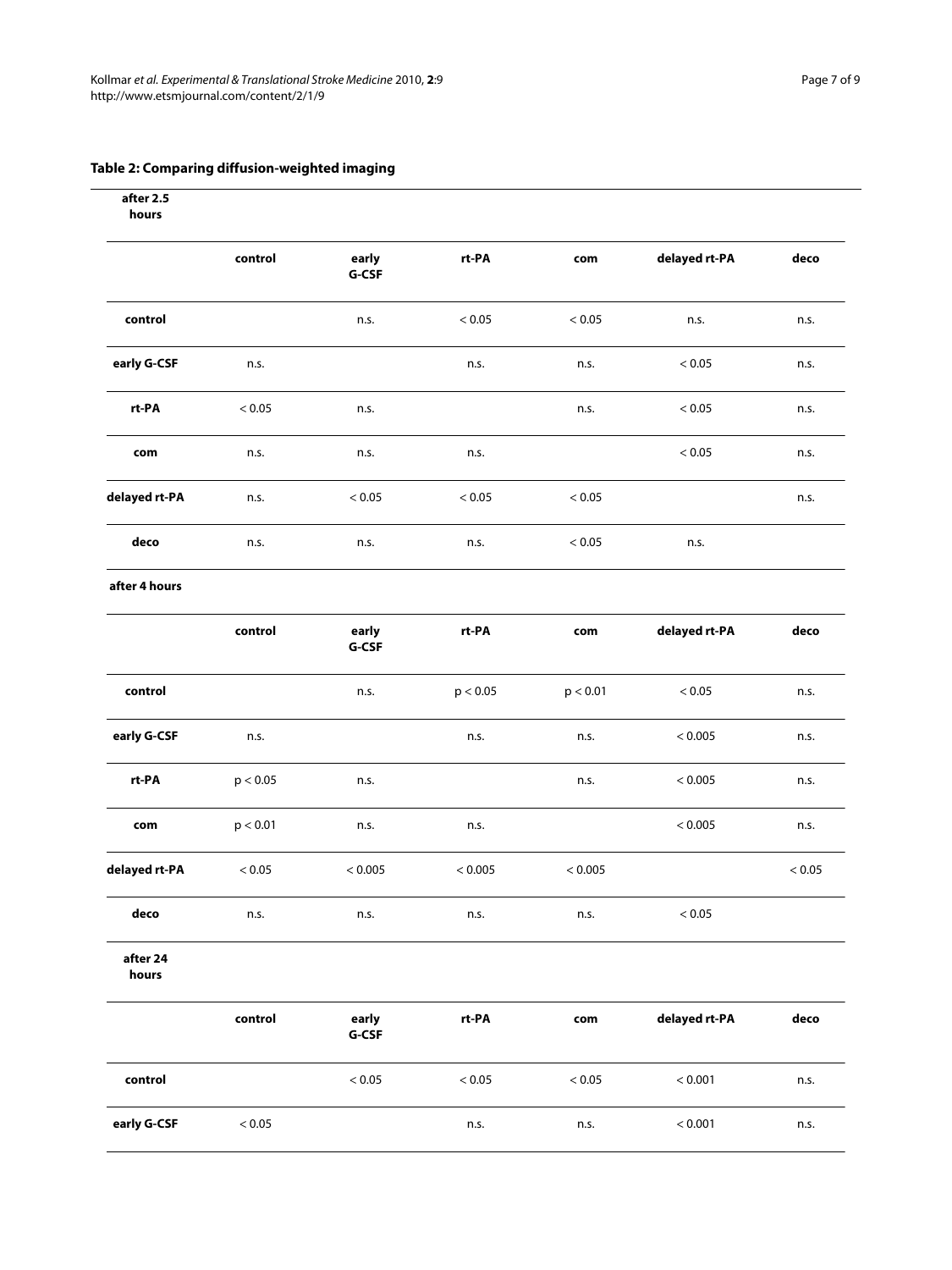**Table 2: Comparing diffusion-weighted imaging**

**after 2.5 hours**

| | control | early G-CSF | rt-PA | com | delayed rt-PA | deco |
|---|---|---|---|---|---|---|
| **control** | | n.s. | < 0.05 | < 0.05 | n.s. | n.s. |
| **early G-CSF** | n.s. | | n.s. | n.s. | < 0.05 | n.s. |
| **rt-PA** | < 0.05 | n.s. | | n.s. | < 0.05 | n.s. |
| **com** | n.s. | n.s. | n.s. | | < 0.05 | n.s. |
| **delayed rt-PA** | n.s. | < 0.05 | < 0.05 | < 0.05 | | n.s. |
| **deco** | n.s. | n.s. | n.s. | < 0.05 | n.s. | |

**after 4 hours**

| | control | early G-CSF | rt-PA | com | delayed rt-PA | deco |
|---|---|---|---|---|---|---|
| **control** | | n.s. | p < 0.05 | p < 0.01 | < 0.05 | n.s. |
| **early G-CSF** | n.s. | | n.s. | n.s. | < 0.005 | n.s. |
| **rt-PA** | p < 0.05 | n.s. | | n.s. | < 0.005 | n.s. |
| **com** | p < 0.01 | n.s. | n.s. | | < 0.005 | n.s. |
| **delayed rt-PA** | < 0.05 | < 0.005 | < 0.005 | < 0.005 | | < 0.05 |
| **deco** | n.s. | n.s. | n.s. | n.s. | < 0.05 | |

**after 24 hours**

| | control | early G-CSF | rt-PA | com | delayed rt-PA | deco |
|---|---|---|---|---|---|---|
| **control** | | < 0.05 | < 0.05 | < 0.05 | < 0.001 | n.s. |
| **early G-CSF** | < 0.05 | | n.s. | n.s. | < 0.001 | n.s. |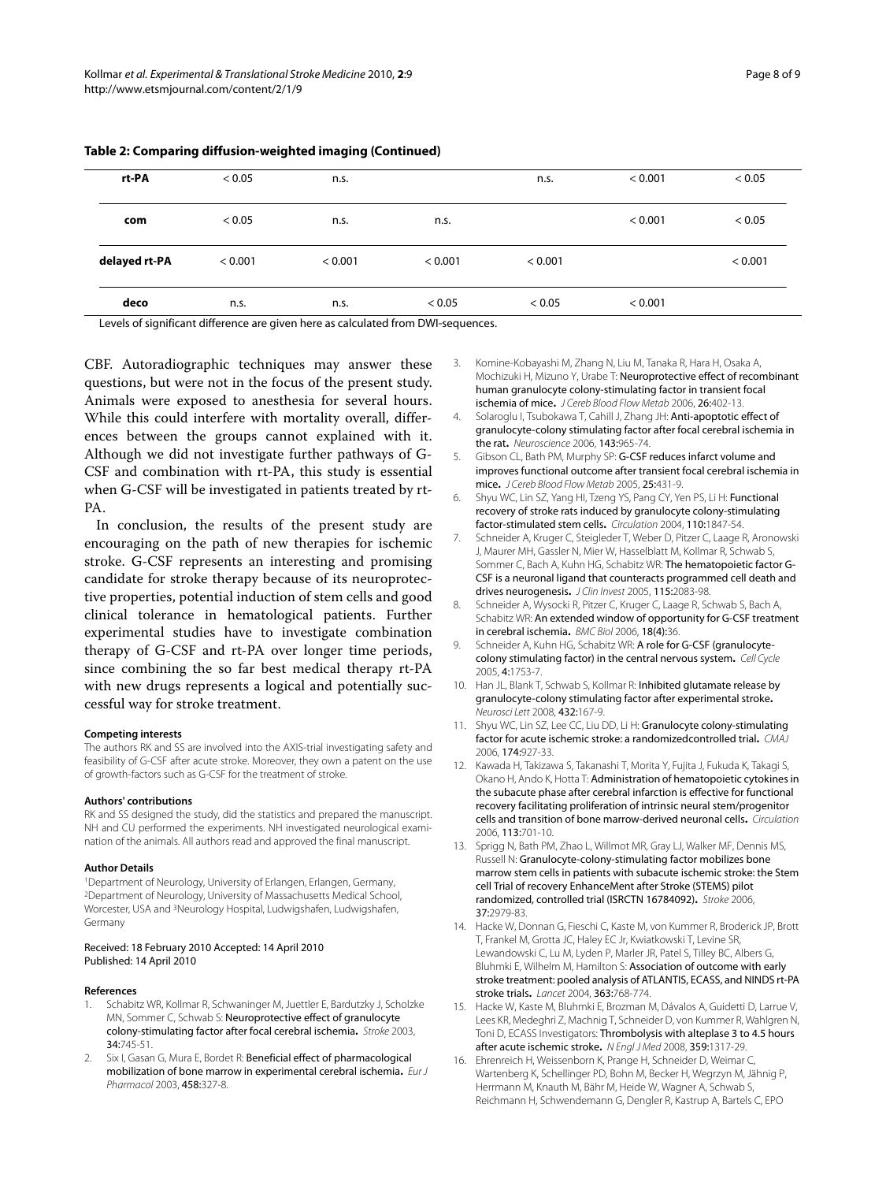**Table 2: Comparing diffusion-weighted imaging (Continued)**

| | | | | | | |
|---|---|---|---|---|---|---|
| **rt-PA** | < 0.05 | n.s. | | n.s. | < 0.001 | < 0.05 |
| **com** | < 0.05 | n.s. | n.s. | | < 0.001 | < 0.05 |
| **delayed rt-PA** | < 0.001 | < 0.001 | < 0.001 | < 0.001 | | < 0.001 |
| **deco** | n.s. | n.s. | < 0.05 | < 0.05 | < 0.001 | |

Levels of significant difference are given here as calculated from DWI-sequences.

CBF. Autoradiographic techniques may answer these questions, but were not in the focus of the present study. Animals were exposed to anesthesia for several hours. While this could interfere with mortality overall, differences between the groups cannot explained with it. Although we did not investigate further pathways of G-CSF and combination with rt-PA, this study is essential when G-CSF will be investigated in patients treated by rt-PA.

In conclusion, the results of the present study are encouraging on the path of new therapies for ischemic stroke. G-CSF represents an interesting and promising candidate for stroke therapy because of its neuroprotective properties, potential induction of stem cells and good clinical tolerance in hematological patients. Further experimental studies have to investigate combination therapy of G-CSF and rt-PA over longer time periods, since combining the so far best medical therapy rt-PA with new drugs represents a logical and potentially successful way for stroke treatment.

#### Competing interests

The authors RK and SS are involved into the AXIS-trial investigating safety and feasibility of G-CSF after acute stroke. Moreover, they own a patent on the use of growth-factors such as G-CSF for the treatment of stroke.

#### Authors' contributions

RK and SS designed the study, did the statistics and prepared the manuscript. NH and CU performed the experiments. NH investigated neurological examination of the animals. All authors read and approved the final manuscript.

#### Author Details

[1]Department of Neurology, University of Erlangen, Erlangen, Germany, [2]Department of Neurology, University of Massachusetts Medical School, Worcester, USA and [3]Neurology Hospital, Ludwigshafen, Ludwigshafen, Germany

Received: 18 February 2010 Accepted: 14 April 2010
Published: 14 April 2010

#### References

1. Schabitz WR, Kollmar R, Schwaninger M, Juettler E, Bardutzky J, Scholzke MN, Sommer C, Schwab S: **Neuroprotective effect of granulocyte colony-stimulating factor after focal cerebral ischemia.** *Stroke* 2003, **34**:745-51.
2. Six I, Gasan G, Mura E, Bordet R: **Beneficial effect of pharmacological mobilization of bone marrow in experimental cerebral ischemia.** *Eur J Pharmacol* 2003, **458**:327-8.
3. Komine-Kobayashi M, Zhang N, Liu M, Tanaka R, Hara H, Osaka A, Mochizuki H, Mizuno Y, Urabe T: **Neuroprotective effect of recombinant human granulocyte colony-stimulating factor in transient focal ischemia of mice.** *J Cereb Blood Flow Metab* 2006, **26**:402-13.
4. Solaroglu I, Tsubokawa T, Cahill J, Zhang JH: **Anti-apoptotic effect of granulocyte-colony stimulating factor after focal cerebral ischemia in the rat.** *Neuroscience* 2006, **143**:965-74.
5. Gibson CL, Bath PM, Murphy SP: **G-CSF reduces infarct volume and improves functional outcome after transient focal cerebral ischemia in mice.** *J Cereb Blood Flow Metab* 2005, **25**:431-9.
6. Shyu WC, Lin SZ, Yang HI, Tzeng YS, Pang CY, Yen PS, Li H: **Functional recovery of stroke rats induced by granulocyte colony-stimulating factor-stimulated stem cells.** *Circulation* 2004, **110**:1847-54.
7. Schneider A, Kruger C, Steigleder T, Weber D, Pitzer C, Laage R, Aronowski J, Maurer MH, Gassler N, Mier W, Hasselblatt M, Kollmar R, Schwab S, Sommer C, Bach A, Kuhn HG, Schabitz WR: **The hematopoietic factor G-CSF is a neuronal ligand that counteracts programmed cell death and drives neurogenesis.** *J Clin Invest* 2005, **115**:2083-98.
8. Schneider A, Wysocki R, Pitzer C, Kruger C, Laage R, Schwab S, Bach A, Schabitz WR: **An extended window of opportunity for G-CSF treatment in cerebral ischemia.** *BMC Biol* 2006, **18(4)**:36.
9. Schneider A, Kuhn HG, Schabitz WR: **A role for G-CSF (granulocyte-colony stimulating factor) in the central nervous system.** *Cell Cycle* 2005, **4**:1753-7.
10. Han JL, Blank T, Schwab S, Kollmar R: **Inhibited glutamate release by granulocyte-colony stimulating factor after experimental stroke.** *Neurosci Lett* 2008, **432**:167-9.
11. Shyu WC, Lin SZ, Lee CC, Liu DD, Li H: **Granulocyte colony-stimulating factor for acute ischemic stroke: a randomizedcontrolled trial.** *CMAJ* 2006, **174**:927-33.
12. Kawada H, Takizawa S, Takanashi T, Morita Y, Fujita J, Fukuda K, Takagi S, Okano H, Ando K, Hotta T: **Administration of hematopoietic cytokines in the subacute phase after cerebral infarction is effective for functional recovery facilitating proliferation of intrinsic neural stem/progenitor cells and transition of bone marrow-derived neuronal cells.** *Circulation* 2006, **113**:701-10.
13. Sprigg N, Bath PM, Zhao L, Willmot MR, Gray LJ, Walker MF, Dennis MS, Russell N: **Granulocyte-colony-stimulating factor mobilizes bone marrow stem cells in patients with subacute ischemic stroke: the Stem cell Trial of recovery EnhanceMent after Stroke (STEMS) pilot randomized, controlled trial (ISRCTN 16784092).** *Stroke* 2006, **37**:2979-83.
14. Hacke W, Donnan G, Fieschi C, Kaste M, von Kummer R, Broderick JP, Brott T, Frankel M, Grotta JC, Haley EC Jr, Kwiatkowski T, Levine SR, Lewandowski C, Lu M, Lyden P, Marler JR, Patel S, Tilley BC, Albers G, Bluhmki E, Wilhelm M, Hamilton S: **Association of outcome with early stroke treatment: pooled analysis of ATLANTIS, ECASS, and NINDS rt-PA stroke trials.** *Lancet* 2004, **363**:768-774.
15. Hacke W, Kaste M, Bluhmki E, Brozman M, Dávalos A, Guidetti D, Larrue V, Lees KR, Medeghri Z, Machnig T, Schneider D, von Kummer R, Wahlgren N, Toni D, ECASS Investigators: **Thrombolysis with alteplase 3 to 4.5 hours after acute ischemic stroke.** *N Engl J Med* 2008, **359**:1317-29.
16. Ehrenreich H, Weissenborn K, Prange H, Schneider D, Weimar C, Wartenberg K, Schellinger PD, Bohn M, Becker H, Wegrzyn M, Jähnig P, Herrmann M, Knauth M, Bähr M, Heide W, Wagner A, Schwab S, Reichmann H, Schwendemann G, Dengler R, Kastrup A, Bartels C, EPO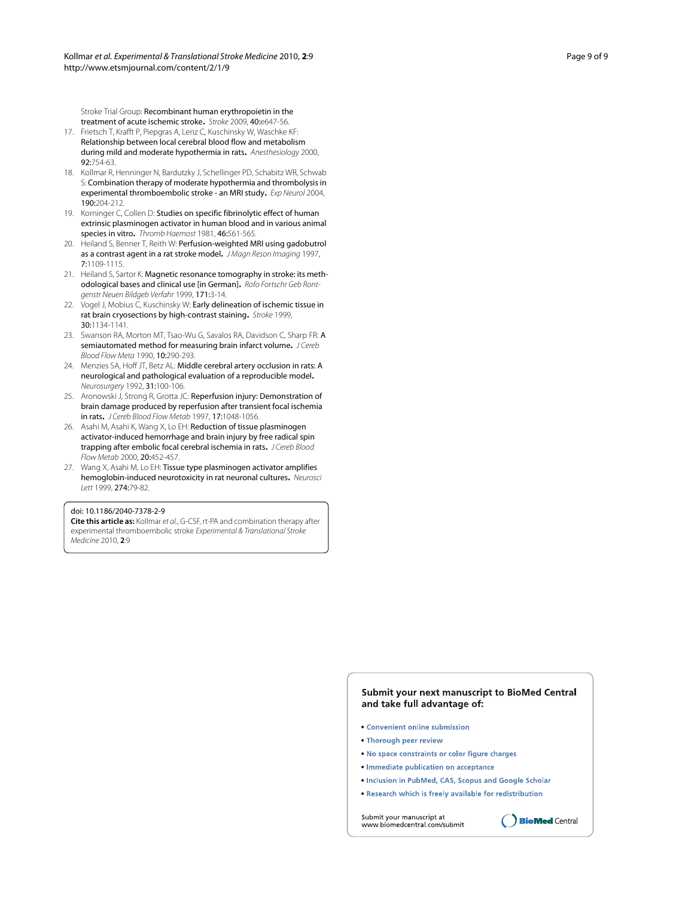Stroke Trial Group: **Recombinant human erythropoietin in the treatment of acute ischemic stroke.** *Stroke* 2009, **40**:e647-56.

17. Frietsch T, Krafft P, Piepgras A, Lenz C, Kuschinsky W, Waschke KF: **Relationship between local cerebral blood flow and metabolism during mild and moderate hypothermia in rats.** *Anesthesiology* 2000, **92**:754-63.
18. Kollmar R, Henninger N, Bardutzky J, Schellinger PD, Schabitz WR, Schwab S: **Combination therapy of moderate hypothermia and thrombolysis in experimental thromboembolic stroke - an MRI study.** *Exp Neurol* 2004, **190**:204-212.
19. Korninger C, Collen D: **Studies on specific fibrinolytic effect of human extrinsic plasminogen activator in human blood and in various animal species in vitro.** *Thromb Haemost* 1981, **46**:561-565.
20. Heiland S, Benner T, Reith W: **Perfusion-weighted MRI using gadobutrol as a contrast agent in a rat stroke model.** *J Magn Reson Imaging* 1997, **7**:1109-1115.
21. Heiland S, Sartor K: **Magnetic resonance tomography in stroke: its methodological bases and clinical use [in German].** *Rofo Fortschr Geb Rontgenstr Neuen Bildgeb Verfahr* 1999, **171**:3-14.
22. Vogel J, Mobius C, Kuschinsky W: **Early delineation of ischemic tissue in rat brain cryosections by high-contrast staining.** *Stroke* 1999, **30**:1134-1141.
23. Swanson RA, Morton MT, Tsao-Wu G, Savalos RA, Davidson C, Sharp FR: **A semiautomated method for measuring brain infarct volume.** *J Cereb Blood Flow Meta* 1990, **10**:290-293.
24. Menzies SA, Hoff JT, Betz AL: **Middle cerebral artery occlusion in rats: A neurological and pathological evaluation of a reproducible model.** *Neurosurgery* 1992, **31**:100-106.
25. Aronowski J, Strong R, Grotta JC: **Reperfusion injury: Demonstration of brain damage produced by reperfusion after transient focal ischemia in rats.** *J Cereb Blood Flow Metab* 1997, **17**:1048-1056.
26. Asahi M, Asahi K, Wang X, Lo EH: **Reduction of tissue plasminogen activator-induced hemorrhage and brain injury by free radical spin trapping after embolic focal cerebral ischemia in rats.** *J Cereb Blood Flow Metab* 2000, **20**:452-457.
27. Wang X, Asahi M, Lo EH: **Tissue type plasminogen activator amplifies hemoglobin-induced neurotoxicity in rat neuronal cultures.** *Neurosci Lett* 1999, **274**:79-82.

doi: 10.1186/2040-7378-2-9

**Cite this article as:** Kollmar *et al.*, G-CSF, rt-PA and combination therapy after experimental thromboembolic stroke *Experimental & Translational Stroke Medicine* 2010, **2**:9